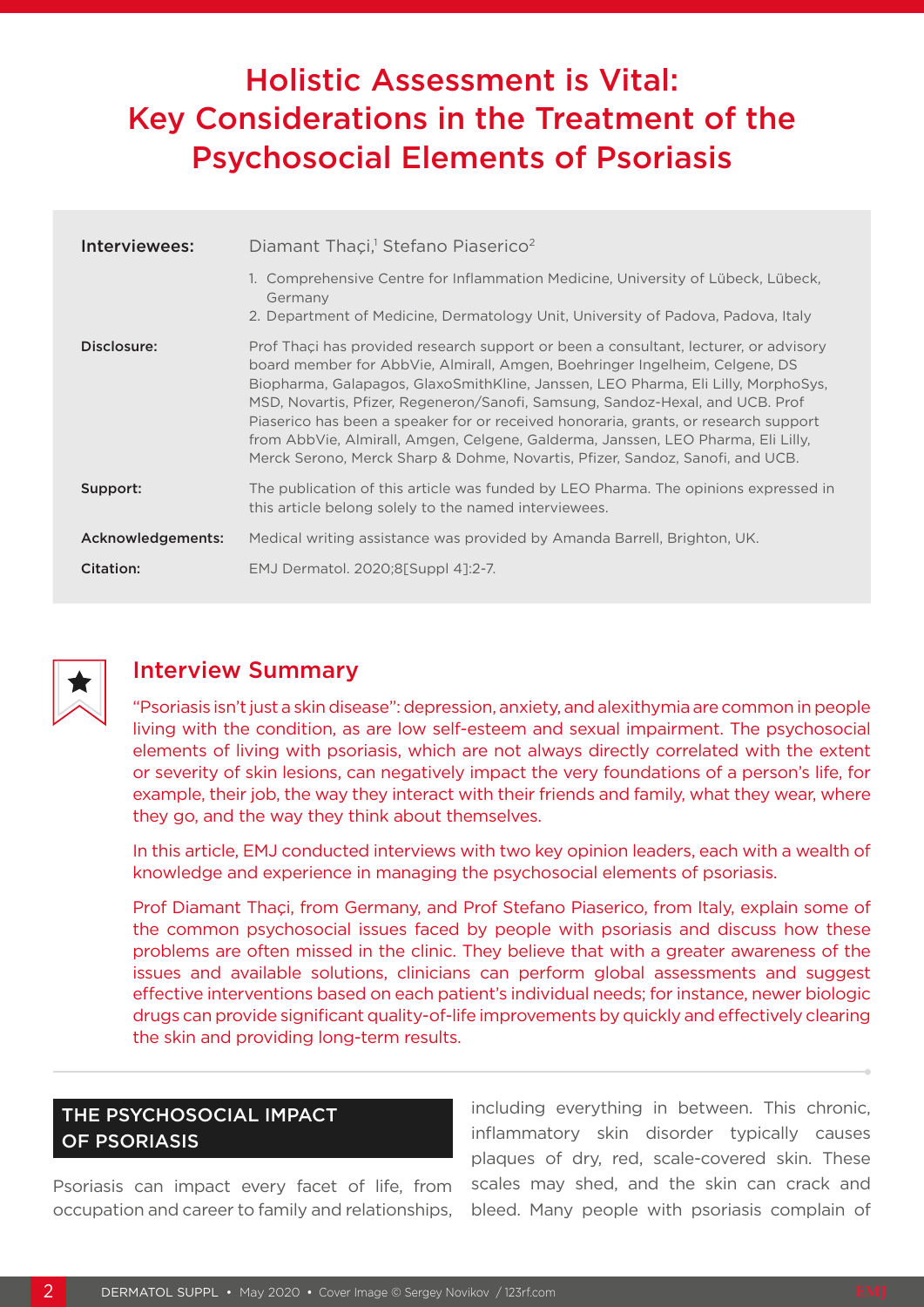# Holistic Assessment is Vital: Key Considerations in the Treatment of the Psychosocial Elements of Psoriasis

**Interviewees:** Diamant Thaçi,[1] Stefano Piaserico[2]

1. Comprehensive Centre for Inflammation Medicine, University of Lübeck, Lübeck, Germany
2. Department of Medicine, Dermatology Unit, University of Padova, Padova, Italy

**Disclosure:** Prof Thaçi has provided research support or been a consultant, lecturer, or advisory board member for AbbVie, Almirall, Amgen, Boehringer Ingelheim, Celgene, DS Biopharma, Galapagos, GlaxoSmithKline, Janssen, LEO Pharma, Eli Lilly, MorphoSys, MSD, Novartis, Pfizer, Regeneron/Sanofi, Samsung, Sandoz-Hexal, and UCB. Prof Piaserico has been a speaker for or received honoraria, grants, or research support from AbbVie, Almirall, Amgen, Celgene, Galderma, Janssen, LEO Pharma, Eli Lilly, Merck Serono, Merck Sharp & Dohme, Novartis, Pfizer, Sandoz, Sanofi, and UCB.

**Support:** The publication of this article was funded by LEO Pharma. The opinions expressed in this article belong solely to the named interviewees.

**Acknowledgements:** Medical writing assistance was provided by Amanda Barrell, Brighton, UK.

**Citation:** EMJ Dermatol. 2020;8[Suppl 4]:2-7.

## Interview Summary

"Psoriasis isn't just a skin disease": depression, anxiety, and alexithymia are common in people living with the condition, as are low self-esteem and sexual impairment. The psychosocial elements of living with psoriasis, which are not always directly correlated with the extent or severity of skin lesions, can negatively impact the very foundations of a person's life, for example, their job, the way they interact with their friends and family, what they wear, where they go, and the way they think about themselves.

In this article, EMJ conducted interviews with two key opinion leaders, each with a wealth of knowledge and experience in managing the psychosocial elements of psoriasis.

Prof Diamant Thaçi, from Germany, and Prof Stefano Piaserico, from Italy, explain some of the common psychosocial issues faced by people with psoriasis and discuss how these problems are often missed in the clinic. They believe that with a greater awareness of the issues and available solutions, clinicians can perform global assessments and suggest effective interventions based on each patient's individual needs; for instance, newer biologic drugs can provide significant quality-of-life improvements by quickly and effectively clearing the skin and providing long-term results.

## THE PSYCHOSOCIAL IMPACT OF PSORIASIS

Psoriasis can impact every facet of life, from occupation and career to family and relationships, including everything in between. This chronic, inflammatory skin disorder typically causes plaques of dry, red, scale-covered skin. These scales may shed, and the skin can crack and bleed. Many people with psoriasis complain of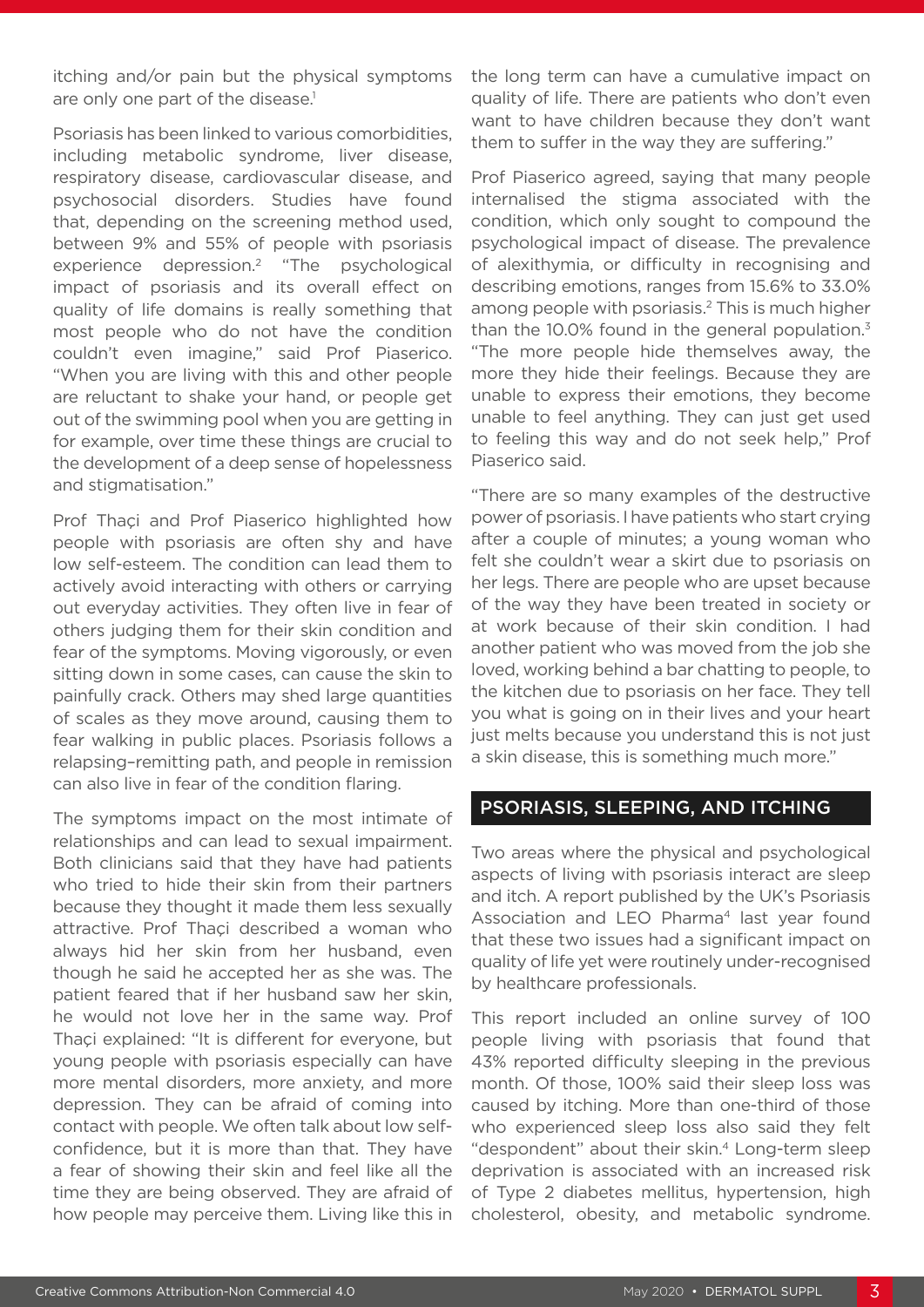itching and/or pain but the physical symptoms are only one part of the disease.[1]

Psoriasis has been linked to various comorbidities, including metabolic syndrome, liver disease, respiratory disease, cardiovascular disease, and psychosocial disorders. Studies have found that, depending on the screening method used, between 9% and 55% of people with psoriasis experience depression.[2] "The psychological impact of psoriasis and its overall effect on quality of life domains is really something that most people who do not have the condition couldn't even imagine," said Prof Piaserico. "When you are living with this and other people are reluctant to shake your hand, or people get out of the swimming pool when you are getting in for example, over time these things are crucial to the development of a deep sense of hopelessness and stigmatisation."

Prof Thaçi and Prof Piaserico highlighted how people with psoriasis are often shy and have low self-esteem. The condition can lead them to actively avoid interacting with others or carrying out everyday activities. They often live in fear of others judging them for their skin condition and fear of the symptoms. Moving vigorously, or even sitting down in some cases, can cause the skin to painfully crack. Others may shed large quantities of scales as they move around, causing them to fear walking in public places. Psoriasis follows a relapsing–remitting path, and people in remission can also live in fear of the condition flaring.

The symptoms impact on the most intimate of relationships and can lead to sexual impairment. Both clinicians said that they have had patients who tried to hide their skin from their partners because they thought it made them less sexually attractive. Prof Thaçi described a woman who always hid her skin from her husband, even though he said he accepted her as she was. The patient feared that if her husband saw her skin, he would not love her in the same way. Prof Thaçi explained: "It is different for everyone, but young people with psoriasis especially can have more mental disorders, more anxiety, and more depression. They can be afraid of coming into contact with people. We often talk about low self-confidence, but it is more than that. They have a fear of showing their skin and feel like all the time they are being observed. They are afraid of how people may perceive them. Living like this in the long term can have a cumulative impact on quality of life. There are patients who don't even want to have children because they don't want them to suffer in the way they are suffering."

Prof Piaserico agreed, saying that many people internalised the stigma associated with the condition, which only sought to compound the psychological impact of disease. The prevalence of alexithymia, or difficulty in recognising and describing emotions, ranges from 15.6% to 33.0% among people with psoriasis.[2] This is much higher than the 10.0% found in the general population.[3] "The more people hide themselves away, the more they hide their feelings. Because they are unable to express their emotions, they become unable to feel anything. They can just get used to feeling this way and do not seek help," Prof Piaserico said.

"There are so many examples of the destructive power of psoriasis. I have patients who start crying after a couple of minutes; a young woman who felt she couldn't wear a skirt due to psoriasis on her legs. There are people who are upset because of the way they have been treated in society or at work because of their skin condition. I had another patient who was moved from the job she loved, working behind a bar chatting to people, to the kitchen due to psoriasis on her face. They tell you what is going on in their lives and your heart just melts because you understand this is not just a skin disease, this is something much more."

## PSORIASIS, SLEEPING, AND ITCHING

Two areas where the physical and psychological aspects of living with psoriasis interact are sleep and itch. A report published by the UK's Psoriasis Association and LEO Pharma[4] last year found that these two issues had a significant impact on quality of life yet were routinely under-recognised by healthcare professionals.

This report included an online survey of 100 people living with psoriasis that found that 43% reported difficulty sleeping in the previous month. Of those, 100% said their sleep loss was caused by itching. More than one-third of those who experienced sleep loss also said they felt "despondent" about their skin.[4] Long-term sleep deprivation is associated with an increased risk of Type 2 diabetes mellitus, hypertension, high cholesterol, obesity, and metabolic syndrome.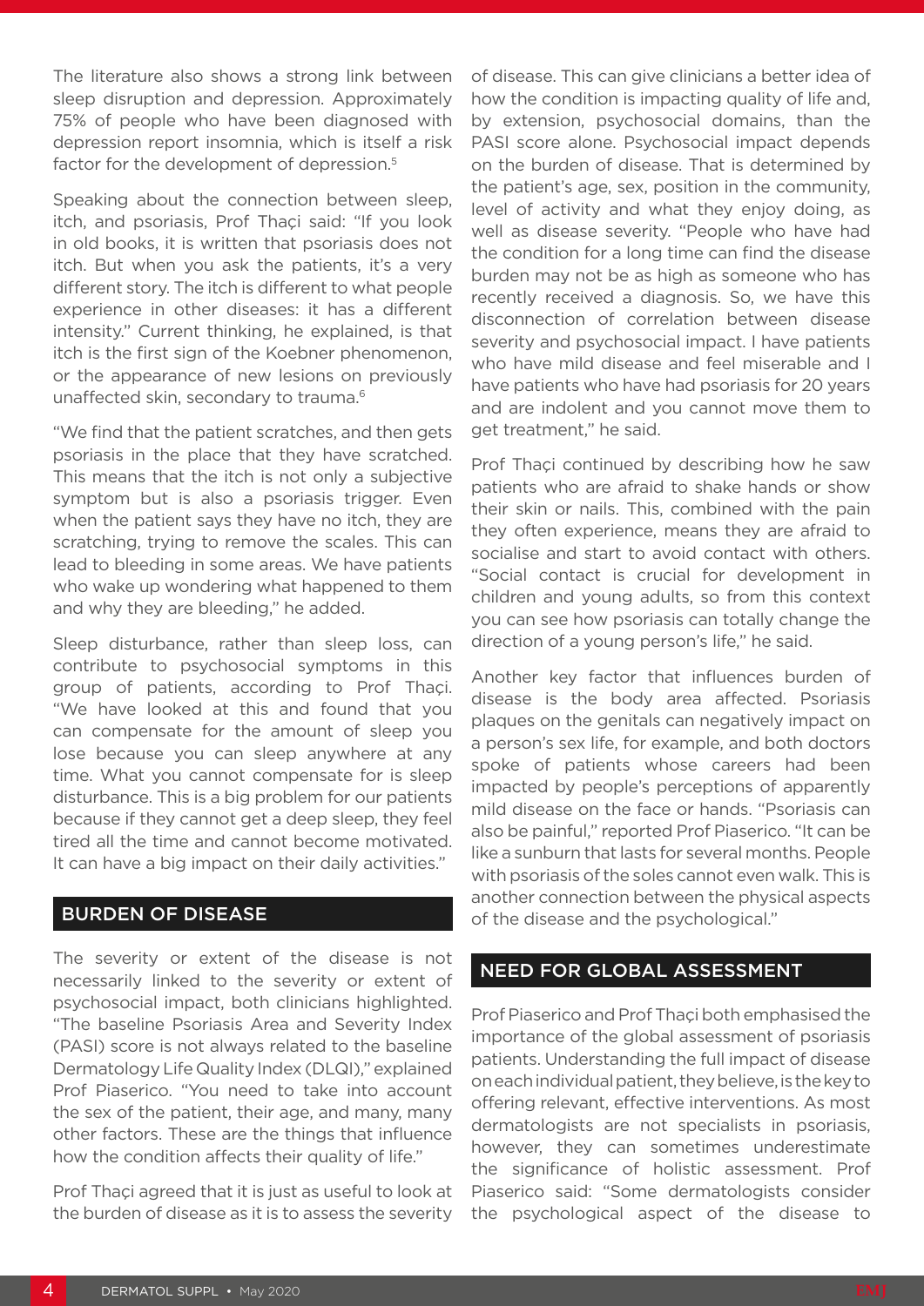The literature also shows a strong link between sleep disruption and depression. Approximately 75% of people who have been diagnosed with depression report insomnia, which is itself a risk factor for the development of depression.[5]

Speaking about the connection between sleep, itch, and psoriasis, Prof Thaçi said: "If you look in old books, it is written that psoriasis does not itch. But when you ask the patients, it's a very different story. The itch is different to what people experience in other diseases: it has a different intensity." Current thinking, he explained, is that itch is the first sign of the Koebner phenomenon, or the appearance of new lesions on previously unaffected skin, secondary to trauma.[6]

"We find that the patient scratches, and then gets psoriasis in the place that they have scratched. This means that the itch is not only a subjective symptom but is also a psoriasis trigger. Even when the patient says they have no itch, they are scratching, trying to remove the scales. This can lead to bleeding in some areas. We have patients who wake up wondering what happened to them and why they are bleeding," he added.

Sleep disturbance, rather than sleep loss, can contribute to psychosocial symptoms in this group of patients, according to Prof Thaçi. "We have looked at this and found that you can compensate for the amount of sleep you lose because you can sleep anywhere at any time. What you cannot compensate for is sleep disturbance. This is a big problem for our patients because if they cannot get a deep sleep, they feel tired all the time and cannot become motivated. It can have a big impact on their daily activities."

## BURDEN OF DISEASE

The severity or extent of the disease is not necessarily linked to the severity or extent of psychosocial impact, both clinicians highlighted. "The baseline Psoriasis Area and Severity Index (PASI) score is not always related to the baseline Dermatology Life Quality Index (DLQI)," explained Prof Piaserico. "You need to take into account the sex of the patient, their age, and many, many other factors. These are the things that influence how the condition affects their quality of life."

Prof Thaçi agreed that it is just as useful to look at the burden of disease as it is to assess the severity of disease. This can give clinicians a better idea of how the condition is impacting quality of life and, by extension, psychosocial domains, than the PASI score alone. Psychosocial impact depends on the burden of disease. That is determined by the patient's age, sex, position in the community, level of activity and what they enjoy doing, as well as disease severity. "People who have had the condition for a long time can find the disease burden may not be as high as someone who has recently received a diagnosis. So, we have this disconnection of correlation between disease severity and psychosocial impact. I have patients who have mild disease and feel miserable and I have patients who have had psoriasis for 20 years and are indolent and you cannot move them to get treatment," he said.

Prof Thaçi continued by describing how he saw patients who are afraid to shake hands or show their skin or nails. This, combined with the pain they often experience, means they are afraid to socialise and start to avoid contact with others. "Social contact is crucial for development in children and young adults, so from this context you can see how psoriasis can totally change the direction of a young person's life," he said.

Another key factor that influences burden of disease is the body area affected. Psoriasis plaques on the genitals can negatively impact on a person's sex life, for example, and both doctors spoke of patients whose careers had been impacted by people's perceptions of apparently mild disease on the face or hands. "Psoriasis can also be painful," reported Prof Piaserico. "It can be like a sunburn that lasts for several months. People with psoriasis of the soles cannot even walk. This is another connection between the physical aspects of the disease and the psychological."

## NEED FOR GLOBAL ASSESSMENT

Prof Piaserico and Prof Thaçi both emphasised the importance of the global assessment of psoriasis patients. Understanding the full impact of disease on each individual patient, they believe, is the key to offering relevant, effective interventions. As most dermatologists are not specialists in psoriasis, however, they can sometimes underestimate the significance of holistic assessment. Prof Piaserico said: "Some dermatologists consider the psychological aspect of the disease to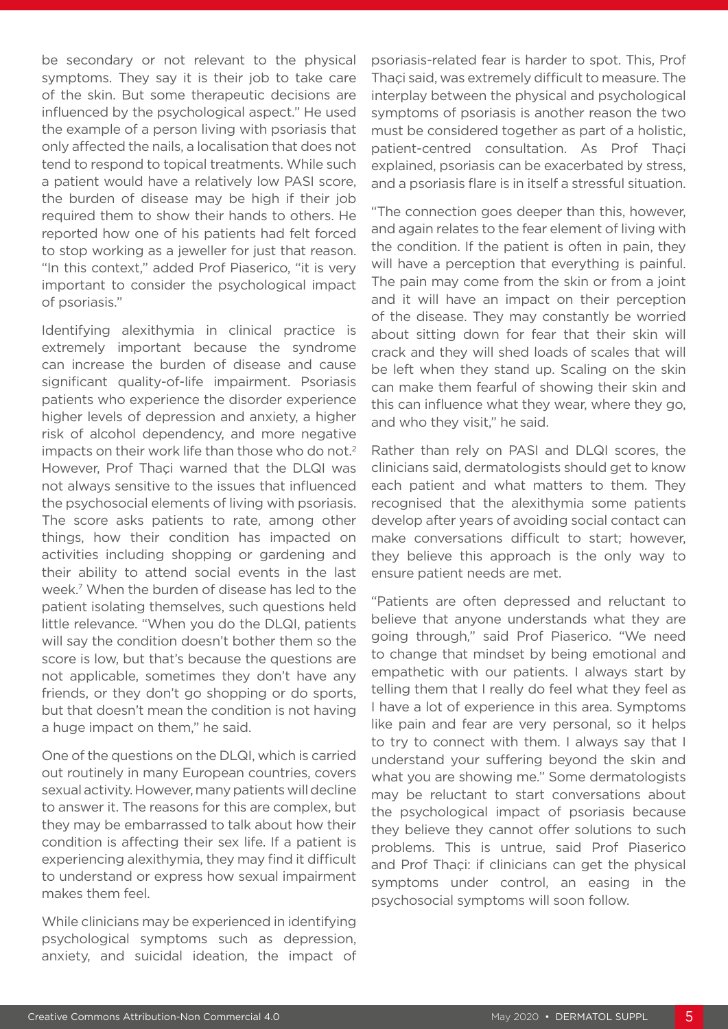be secondary or not relevant to the physical symptoms. They say it is their job to take care of the skin. But some therapeutic decisions are influenced by the psychological aspect." He used the example of a person living with psoriasis that only affected the nails, a localisation that does not tend to respond to topical treatments. While such a patient would have a relatively low PASI score, the burden of disease may be high if their job required them to show their hands to others. He reported how one of his patients had felt forced to stop working as a jeweller for just that reason. "In this context," added Prof Piaserico, "it is very important to consider the psychological impact of psoriasis."

Identifying alexithymia in clinical practice is extremely important because the syndrome can increase the burden of disease and cause significant quality-of-life impairment. Psoriasis patients who experience the disorder experience higher levels of depression and anxiety, a higher risk of alcohol dependency, and more negative impacts on their work life than those who do not.[2] However, Prof Thaçi warned that the DLQI was not always sensitive to the issues that influenced the psychosocial elements of living with psoriasis. The score asks patients to rate, among other things, how their condition has impacted on activities including shopping or gardening and their ability to attend social events in the last week.[7] When the burden of disease has led to the patient isolating themselves, such questions held little relevance. "When you do the DLQI, patients will say the condition doesn't bother them so the score is low, but that's because the questions are not applicable, sometimes they don't have any friends, or they don't go shopping or do sports, but that doesn't mean the condition is not having a huge impact on them," he said.

One of the questions on the DLQI, which is carried out routinely in many European countries, covers sexual activity. However, many patients will decline to answer it. The reasons for this are complex, but they may be embarrassed to talk about how their condition is affecting their sex life. If a patient is experiencing alexithymia, they may find it difficult to understand or express how sexual impairment makes them feel.

While clinicians may be experienced in identifying psychological symptoms such as depression, anxiety, and suicidal ideation, the impact of psoriasis-related fear is harder to spot. This, Prof Thaçi said, was extremely difficult to measure. The interplay between the physical and psychological symptoms of psoriasis is another reason the two must be considered together as part of a holistic, patient-centred consultation. As Prof Thaçi explained, psoriasis can be exacerbated by stress, and a psoriasis flare is in itself a stressful situation.

"The connection goes deeper than this, however, and again relates to the fear element of living with the condition. If the patient is often in pain, they will have a perception that everything is painful. The pain may come from the skin or from a joint and it will have an impact on their perception of the disease. They may constantly be worried about sitting down for fear that their skin will crack and they will shed loads of scales that will be left when they stand up. Scaling on the skin can make them fearful of showing their skin and this can influence what they wear, where they go, and who they visit," he said.

Rather than rely on PASI and DLQI scores, the clinicians said, dermatologists should get to know each patient and what matters to them. They recognised that the alexithymia some patients develop after years of avoiding social contact can make conversations difficult to start; however, they believe this approach is the only way to ensure patient needs are met.

"Patients are often depressed and reluctant to believe that anyone understands what they are going through," said Prof Piaserico. "We need to change that mindset by being emotional and empathetic with our patients. I always start by telling them that I really do feel what they feel as I have a lot of experience in this area. Symptoms like pain and fear are very personal, so it helps to try to connect with them. I always say that I understand your suffering beyond the skin and what you are showing me." Some dermatologists may be reluctant to start conversations about the psychological impact of psoriasis because they believe they cannot offer solutions to such problems. This is untrue, said Prof Piaserico and Prof Thaçi: if clinicians can get the physical symptoms under control, an easing in the psychosocial symptoms will soon follow.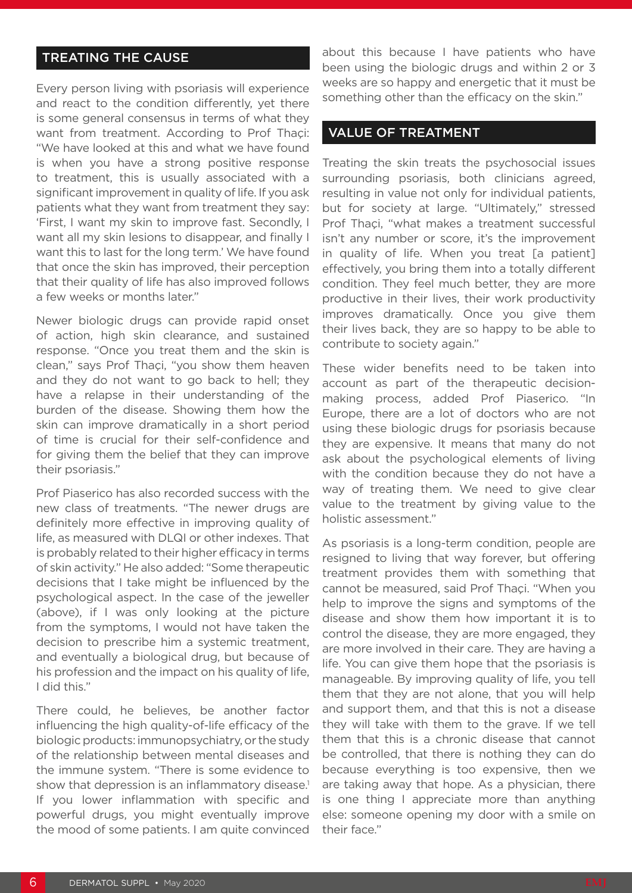## TREATING THE CAUSE

Every person living with psoriasis will experience and react to the condition differently, yet there is some general consensus in terms of what they want from treatment. According to Prof Thaçi: "We have looked at this and what we have found is when you have a strong positive response to treatment, this is usually associated with a significant improvement in quality of life. If you ask patients what they want from treatment they say: 'First, I want my skin to improve fast. Secondly, I want all my skin lesions to disappear, and finally I want this to last for the long term.' We have found that once the skin has improved, their perception that their quality of life has also improved follows a few weeks or months later."

Newer biologic drugs can provide rapid onset of action, high skin clearance, and sustained response. "Once you treat them and the skin is clean," says Prof Thaçi, "you show them heaven and they do not want to go back to hell; they have a relapse in their understanding of the burden of the disease. Showing them how the skin can improve dramatically in a short period of time is crucial for their self-confidence and for giving them the belief that they can improve their psoriasis."

Prof Piaserico has also recorded success with the new class of treatments. "The newer drugs are definitely more effective in improving quality of life, as measured with DLQI or other indexes. That is probably related to their higher efficacy in terms of skin activity." He also added: "Some therapeutic decisions that I take might be influenced by the psychological aspect. In the case of the jeweller (above), if I was only looking at the picture from the symptoms, I would not have taken the decision to prescribe him a systemic treatment, and eventually a biological drug, but because of his profession and the impact on his quality of life, I did this."

There could, he believes, be another factor influencing the high quality-of-life efficacy of the biologic products: immunopsychiatry, or the study of the relationship between mental diseases and the immune system. "There is some evidence to show that depression is an inflammatory disease.[1] If you lower inflammation with specific and powerful drugs, you might eventually improve the mood of some patients. I am quite convinced about this because I have patients who have been using the biologic drugs and within 2 or 3 weeks are so happy and energetic that it must be something other than the efficacy on the skin."

## VALUE OF TREATMENT

Treating the skin treats the psychosocial issues surrounding psoriasis, both clinicians agreed, resulting in value not only for individual patients, but for society at large. "Ultimately," stressed Prof Thaçi, "what makes a treatment successful isn't any number or score, it's the improvement in quality of life. When you treat [a patient] effectively, you bring them into a totally different condition. They feel much better, they are more productive in their lives, their work productivity improves dramatically. Once you give them their lives back, they are so happy to be able to contribute to society again."

These wider benefits need to be taken into account as part of the therapeutic decision-making process, added Prof Piaserico. "In Europe, there are a lot of doctors who are not using these biologic drugs for psoriasis because they are expensive. It means that many do not ask about the psychological elements of living with the condition because they do not have a way of treating them. We need to give clear value to the treatment by giving value to the holistic assessment."

As psoriasis is a long-term condition, people are resigned to living that way forever, but offering treatment provides them with something that cannot be measured, said Prof Thaçi. "When you help to improve the signs and symptoms of the disease and show them how important it is to control the disease, they are more engaged, they are more involved in their care. They are having a life. You can give them hope that the psoriasis is manageable. By improving quality of life, you tell them that they are not alone, that you will help and support them, and that this is not a disease they will take with them to the grave. If we tell them that this is a chronic disease that cannot be controlled, that there is nothing they can do because everything is too expensive, then we are taking away that hope. As a physician, there is one thing I appreciate more than anything else: someone opening my door with a smile on their face."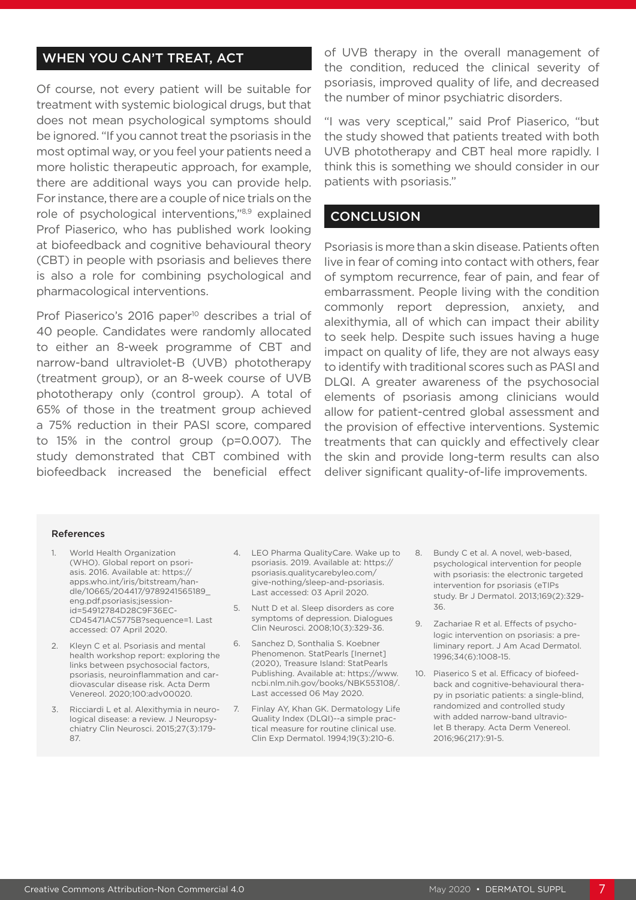## WHEN YOU CAN'T TREAT, ACT

Of course, not every patient will be suitable for treatment with systemic biological drugs, but that does not mean psychological symptoms should be ignored. "If you cannot treat the psoriasis in the most optimal way, or you feel your patients need a more holistic therapeutic approach, for example, there are additional ways you can provide help. For instance, there are a couple of nice trials on the role of psychological interventions,"[8,9] explained Prof Piaserico, who has published work looking at biofeedback and cognitive behavioural theory (CBT) in people with psoriasis and believes there is also a role for combining psychological and pharmacological interventions.

Prof Piaserico's 2016 paper[10] describes a trial of 40 people. Candidates were randomly allocated to either an 8-week programme of CBT and narrow-band ultraviolet-B (UVB) phototherapy (treatment group), or an 8-week course of UVB phototherapy only (control group). A total of 65% of those in the treatment group achieved a 75% reduction in their PASI score, compared to 15% in the control group ($p=0.007$). The study demonstrated that CBT combined with biofeedback increased the beneficial effect of UVB therapy in the overall management of the condition, reduced the clinical severity of psoriasis, improved quality of life, and decreased the number of minor psychiatric disorders.

"I was very sceptical," said Prof Piaserico, "but the study showed that patients treated with both UVB phototherapy and CBT heal more rapidly. I think this is something we should consider in our patients with psoriasis."

## CONCLUSION

Psoriasis is more than a skin disease. Patients often live in fear of coming into contact with others, fear of symptom recurrence, fear of pain, and fear of embarrassment. People living with the condition commonly report depression, anxiety, and alexithymia, all of which can impact their ability to seek help. Despite such issues having a huge impact on quality of life, they are not always easy to identify with traditional scores such as PASI and DLQI. A greater awareness of the psychosocial elements of psoriasis among clinicians would allow for patient-centred global assessment and the provision of effective interventions. Systemic treatments that can quickly and effectively clear the skin and provide long-term results can also deliver significant quality-of-life improvements.

### References

1. World Health Organization (WHO). Global report on psoriasis. 2016. Available at: https://apps.who.int/iris/bitstream/handle/10665/204417/9789241565189_eng.pdf.psoriasis;jsessionid=54912784D28C9F36EC-CD45471AC5775B?sequence=1. Last accessed: 07 April 2020.
2. Kleyn C et al. Psoriasis and mental health workshop report: exploring the links between psychosocial factors, psoriasis, neuroinflammation and cardiovascular disease risk. Acta Derm Venereol. 2020;100:adv00020.
3. Ricciardi L et al. Alexithymia in neurological disease: a review. J Neuropsychiatry Clin Neurosci. 2015;27(3):179-87.
4. LEO Pharma QualityCare. Wake up to psoriasis. 2019. Available at: https://psoriasis.qualitycarebyleo.com/give-nothing/sleep-and-psoriasis. Last accessed: 03 April 2020.
5. Nutt D et al. Sleep disorders as core symptoms of depression. Dialogues Clin Neurosci. 2008;10(3):329-36.
6. Sanchez D, Sonthalia S. Koebner Phenomenon. StatPearls [Inernet] (2020), Treasure Island: StatPearls Publishing. Available at: https://www.ncbi.nlm.nih.gov/books/NBK553108/. Last accessed 06 May 2020.
7. Finlay AY, Khan GK. Dermatology Life Quality Index (DLQI)--a simple practical measure for routine clinical use. Clin Exp Dermatol. 1994;19(3):210-6.
8. Bundy C et al. A novel, web-based, psychological intervention for people with psoriasis: the electronic targeted intervention for psoriasis (eTIPs study. Br J Dermatol. 2013;169(2):329-36.
9. Zachariae R et al. Effects of psychologic intervention on psoriasis: a preliminary report. J Am Acad Dermatol. 1996;34(6):1008-15.
10. Piaserico S et al. Efficacy of biofeedback and cognitive-behavioural therapy in psoriatic patients: a single-blind, randomized and controlled study with added narrow-band ultraviolet B therapy. Acta Derm Venereol. 2016;96(217):91-5.